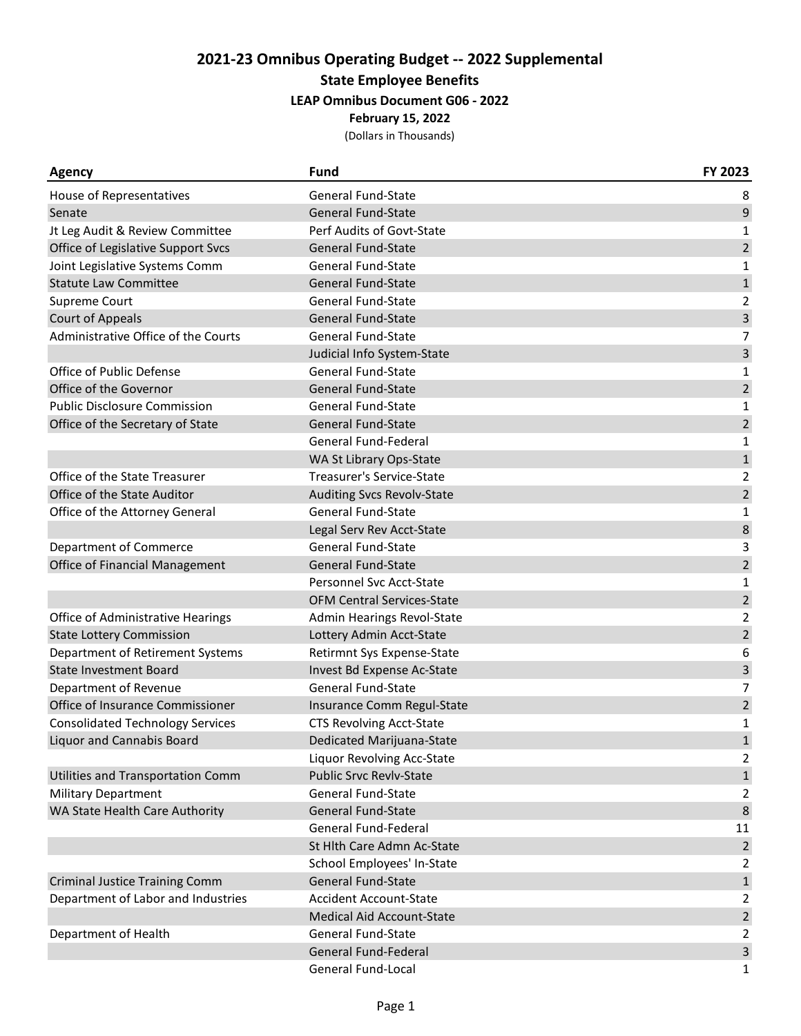# 2021-23 Omnibus Operating Budget -- 2022 Supplemental

## State Employee Benefits

### LEAP Omnibus Document G06 - 2022

**February 15, 2022**

(Dollars in Thousands)

| Agency | Fund | FY 2023 |
|---|---|---|
| House of Representatives | General Fund-State | 8 |
| Senate | General Fund-State | 9 |
| Jt Leg Audit & Review Committee | Perf Audits of Govt-State | 1 |
| Office of Legislative Support Svcs | General Fund-State | 2 |
| Joint Legislative Systems Comm | General Fund-State | 1 |
| Statute Law Committee | General Fund-State | 1 |
| Supreme Court | General Fund-State | 2 |
| Court of Appeals | General Fund-State | 3 |
| Administrative Office of the Courts | General Fund-State | 7 |
| | Judicial Info System-State | 3 |
| Office of Public Defense | General Fund-State | 1 |
| Office of the Governor | General Fund-State | 2 |
| Public Disclosure Commission | General Fund-State | 1 |
| Office of the Secretary of State | General Fund-State | 2 |
| | General Fund-Federal | 1 |
| | WA St Library Ops-State | 1 |
| Office of the State Treasurer | Treasurer's Service-State | 2 |
| Office of the State Auditor | Auditing Svcs Revolv-State | 2 |
| Office of the Attorney General | General Fund-State | 1 |
| | Legal Serv Rev Acct-State | 8 |
| Department of Commerce | General Fund-State | 3 |
| Office of Financial Management | General Fund-State | 2 |
| | Personnel Svc Acct-State | 1 |
| | OFM Central Services-State | 2 |
| Office of Administrative Hearings | Admin Hearings Revol-State | 2 |
| State Lottery Commission | Lottery Admin Acct-State | 2 |
| Department of Retirement Systems | Retirmnt Sys Expense-State | 6 |
| State Investment Board | Invest Bd Expense Ac-State | 3 |
| Department of Revenue | General Fund-State | 7 |
| Office of Insurance Commissioner | Insurance Comm Regul-State | 2 |
| Consolidated Technology Services | CTS Revolving Acct-State | 1 |
| Liquor and Cannabis Board | Dedicated Marijuana-State | 1 |
| | Liquor Revolving Acc-State | 2 |
| Utilities and Transportation Comm | Public Srvc Revlv-State | 1 |
| Military Department | General Fund-State | 2 |
| WA State Health Care Authority | General Fund-State | 8 |
| | General Fund-Federal | 11 |
| | St Hlth Care Admn Ac-State | 2 |
| | School Employees' In-State | 2 |
| Criminal Justice Training Comm | General Fund-State | 1 |
| Department of Labor and Industries | Accident Account-State | 2 |
| | Medical Aid Account-State | 2 |
| Department of Health | General Fund-State | 2 |
| | General Fund-Federal | 3 |
| | General Fund-Local | 1 |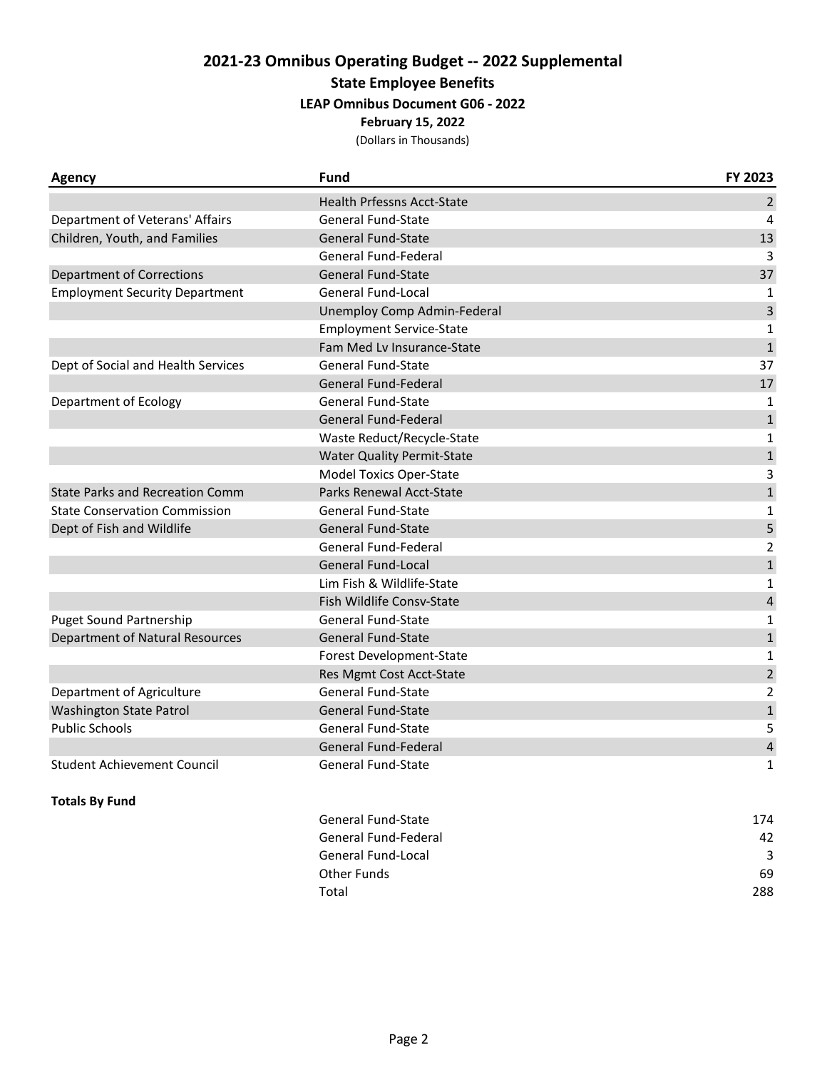# 2021-23 Omnibus Operating Budget -- 2022 Supplemental

## State Employee Benefits

### LEAP Omnibus Document G06 - 2022

**February 15, 2022**

(Dollars in Thousands)

| Agency | Fund | FY 2023 |
|---|---|---|
| | Health Prfessns Acct-State | 2 |
| Department of Veterans' Affairs | General Fund-State | 4 |
| Children, Youth, and Families | General Fund-State | 13 |
| | General Fund-Federal | 3 |
| Department of Corrections | General Fund-State | 37 |
| Employment Security Department | General Fund-Local | 1 |
| | Unemploy Comp Admin-Federal | 3 |
| | Employment Service-State | 1 |
| | Fam Med Lv Insurance-State | 1 |
| Dept of Social and Health Services | General Fund-State | 37 |
| | General Fund-Federal | 17 |
| Department of Ecology | General Fund-State | 1 |
| | General Fund-Federal | 1 |
| | Waste Reduct/Recycle-State | 1 |
| | Water Quality Permit-State | 1 |
| | Model Toxics Oper-State | 3 |
| State Parks and Recreation Comm | Parks Renewal Acct-State | 1 |
| State Conservation Commission | General Fund-State | 1 |
| Dept of Fish and Wildlife | General Fund-State | 5 |
| | General Fund-Federal | 2 |
| | General Fund-Local | 1 |
| | Lim Fish & Wildlife-State | 1 |
| | Fish Wildlife Consv-State | 4 |
| Puget Sound Partnership | General Fund-State | 1 |
| Department of Natural Resources | General Fund-State | 1 |
| | Forest Development-State | 1 |
| | Res Mgmt Cost Acct-State | 2 |
| Department of Agriculture | General Fund-State | 2 |
| Washington State Patrol | General Fund-State | 1 |
| Public Schools | General Fund-State | 5 |
| | General Fund-Federal | 4 |
| Student Achievement Council | General Fund-State | 1 |

**Totals By Fund**

| | | |
|---|---|---|
| | General Fund-State | 174 |
| | General Fund-Federal | 42 |
| | General Fund-Local | 3 |
| | Other Funds | 69 |
| | Total | 288 |